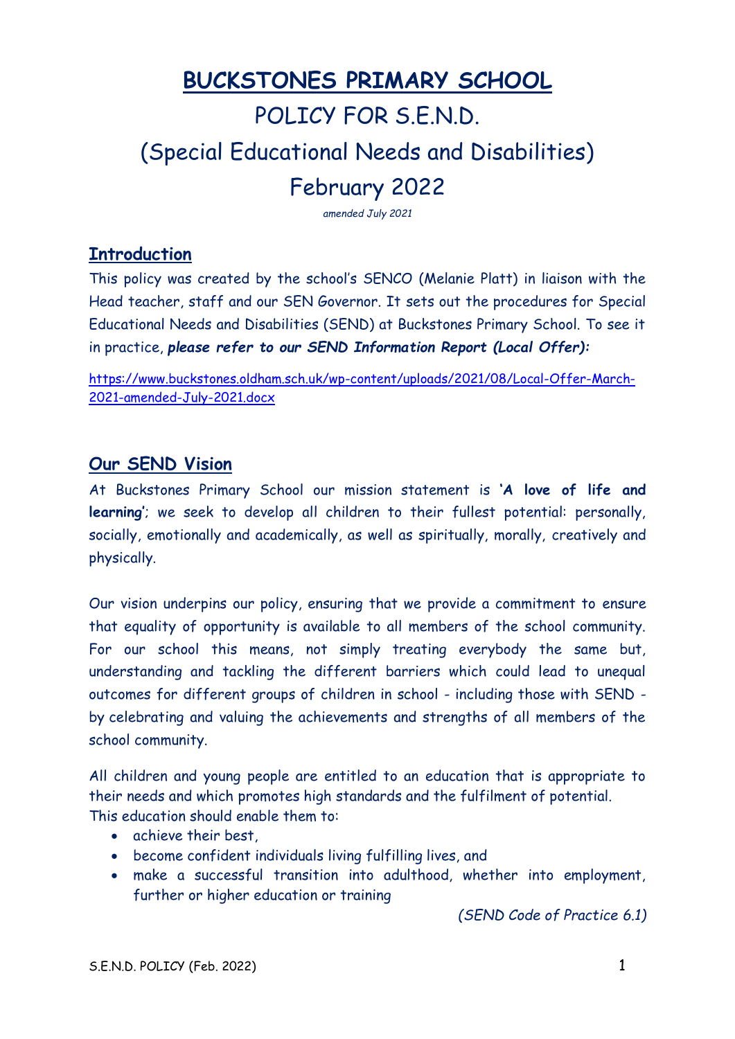# BUCKSTONES PRIMARY SCHOOL

# POLICY FOR S.E.N.D.

# (Special Educational Needs and Disabilities)

# February 2022

*amended July 2021*

## Introduction

This policy was created by the school's SENCO (Melanie Platt) in liaison with the Head teacher, staff and our SEN Governor. It sets out the procedures for Special Educational Needs and Disabilities (SEND) at Buckstones Primary School. To see it in practice, ***please refer to our SEND Information Report (Local Offer):***

https://www.buckstones.oldham.sch.uk/wp-content/uploads/2021/08/Local-Offer-March-2021-amended-July-2021.docx

## Our SEND Vision

At Buckstones Primary School our mission statement is **'A love of life and learning'**; we seek to develop all children to their fullest potential: personally, socially, emotionally and academically, as well as spiritually, morally, creatively and physically.

Our vision underpins our policy, ensuring that we provide a commitment to ensure that equality of opportunity is available to all members of the school community. For our school this means, not simply treating everybody the same but, understanding and tackling the different barriers which could lead to unequal outcomes for different groups of children in school - including those with SEND - by celebrating and valuing the achievements and strengths of all members of the school community.

All children and young people are entitled to an education that is appropriate to their needs and which promotes high standards and the fulfilment of potential. This education should enable them to:

- achieve their best,
- become confident individuals living fulfilling lives, and
- make a successful transition into adulthood, whether into employment, further or higher education or training

*(SEND Code of Practice 6.1)*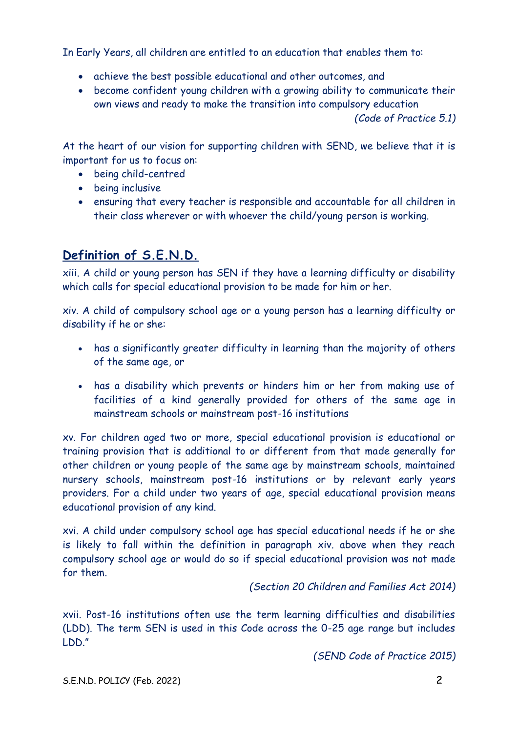In Early Years, all children are entitled to an education that enables them to:

- achieve the best possible educational and other outcomes, and
- become confident young children with a growing ability to communicate their own views and ready to make the transition into compulsory education

*(Code of Practice 5.1)*

At the heart of our vision for supporting children with SEND, we believe that it is important for us to focus on:

- being child-centred
- being inclusive
- ensuring that every teacher is responsible and accountable for all children in their class wherever or with whoever the child/young person is working.

## Definition of S.E.N.D.

xiii. A child or young person has SEN if they have a learning difficulty or disability which calls for special educational provision to be made for him or her.

xiv. A child of compulsory school age or a young person has a learning difficulty or disability if he or she:

- has a significantly greater difficulty in learning than the majority of others of the same age, or
- has a disability which prevents or hinders him or her from making use of facilities of a kind generally provided for others of the same age in mainstream schools or mainstream post-16 institutions

xv. For children aged two or more, special educational provision is educational or training provision that is additional to or different from that made generally for other children or young people of the same age by mainstream schools, maintained nursery schools, mainstream post-16 institutions or by relevant early years providers. For a child under two years of age, special educational provision means educational provision of any kind.

xvi. A child under compulsory school age has special educational needs if he or she is likely to fall within the definition in paragraph xiv. above when they reach compulsory school age or would do so if special educational provision was not made for them.

*(Section 20 Children and Families Act 2014)*

xvii. Post-16 institutions often use the term learning difficulties and disabilities (LDD). The term SEN is used in this Code across the 0-25 age range but includes LDD."

*(SEND Code of Practice 2015)*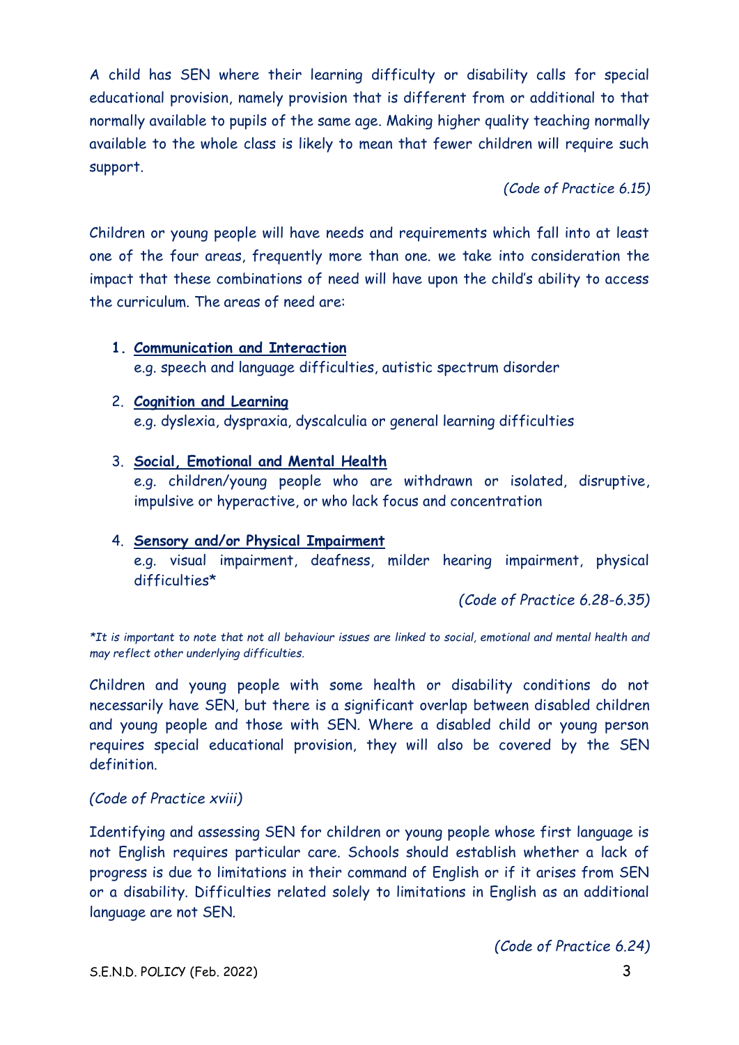A child has SEN where their learning difficulty or disability calls for special educational provision, namely provision that is different from or additional to that normally available to pupils of the same age. Making higher quality teaching normally available to the whole class is likely to mean that fewer children will require such support.

*(Code of Practice 6.15)*

Children or young people will have needs and requirements which fall into at least one of the four areas, frequently more than one. we take into consideration the impact that these combinations of need will have upon the child's ability to access the curriculum. The areas of need are:

1. **Communication and Interaction**
   e.g. speech and language difficulties, autistic spectrum disorder

2. **Cognition and Learning**
   e.g. dyslexia, dyspraxia, dyscalculia or general learning difficulties

3. **Social, Emotional and Mental Health**
   e.g. children/young people who are withdrawn or isolated, disruptive, impulsive or hyperactive, or who lack focus and concentration

4. **Sensory and/or Physical Impairment**
   e.g. visual impairment, deafness, milder hearing impairment, physical difficulties*

*(Code of Practice 6.28-6.35)*

**It is important to note that not all behaviour issues are linked to social, emotional and mental health and may reflect other underlying difficulties.*

Children and young people with some health or disability conditions do not necessarily have SEN, but there is a significant overlap between disabled children and young people and those with SEN. Where a disabled child or young person requires special educational provision, they will also be covered by the SEN definition.

*(Code of Practice xviii)*

Identifying and assessing SEN for children or young people whose first language is not English requires particular care. Schools should establish whether a lack of progress is due to limitations in their command of English or if it arises from SEN or a disability. Difficulties related solely to limitations in English as an additional language are not SEN.

*(Code of Practice 6.24)*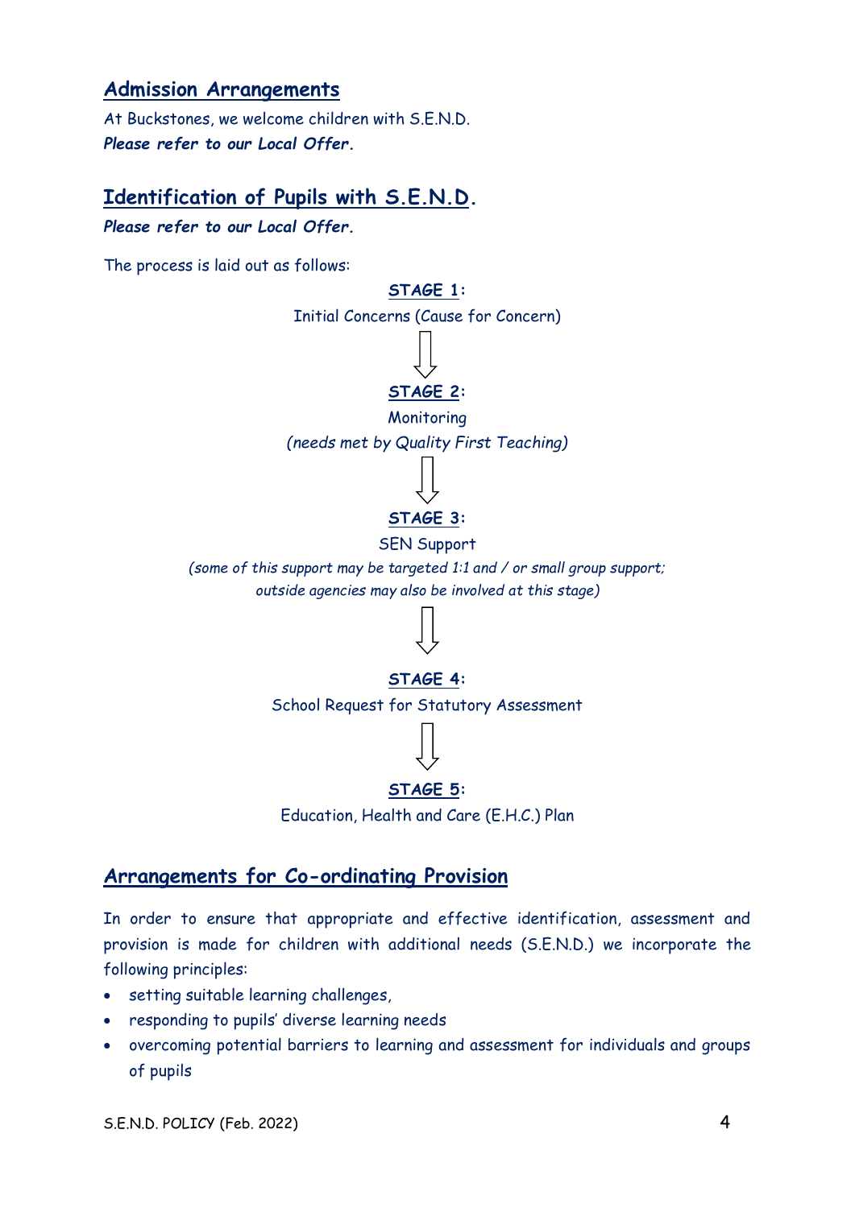## Admission Arrangements

At Buckstones, we welcome children with S.E.N.D.
***Please refer to our Local Offer.***

## Identification of Pupils with S.E.N.D.

***Please refer to our Local Offer.***

The process is laid out as follows:

**STAGE 1:**
Initial Concerns (Cause for Concern)

⇓

**STAGE 2:**
Monitoring
*(needs met by Quality First Teaching)*

⇓

**STAGE 3:**
SEN Support
*(some of this support may be targeted 1:1 and / or small group support; outside agencies may also be involved at this stage)*

⇓

**STAGE 4:**
School Request for Statutory Assessment

⇓

**STAGE 5:**
Education, Health and Care (E.H.C.) Plan

## Arrangements for Co-ordinating Provision

In order to ensure that appropriate and effective identification, assessment and provision is made for children with additional needs (S.E.N.D.) we incorporate the following principles:

- setting suitable learning challenges,
- responding to pupils' diverse learning needs
- overcoming potential barriers to learning and assessment for individuals and groups of pupils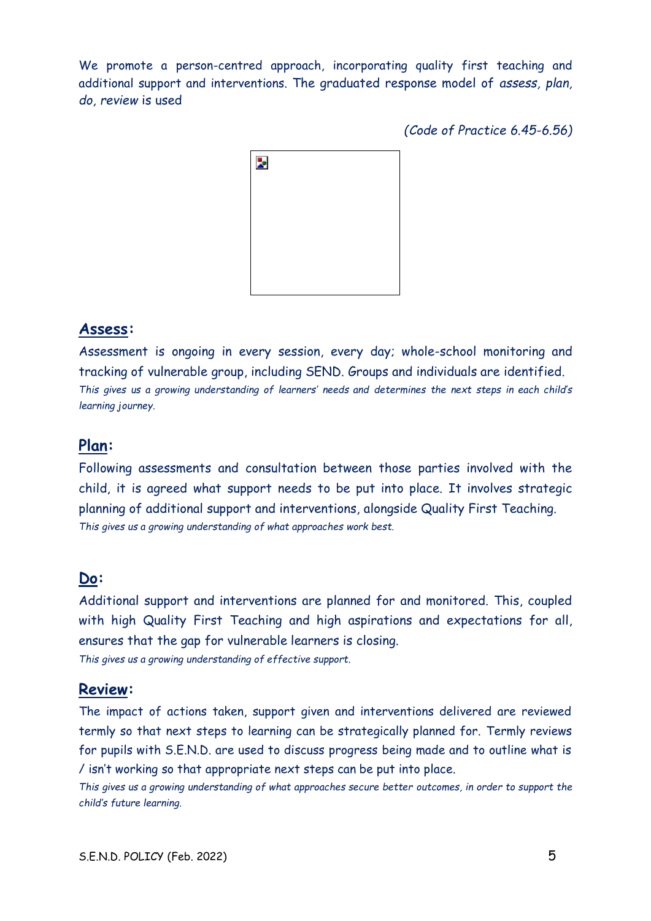We promote a person-centred approach, incorporating quality first teaching and additional support and interventions. The graduated response model of *assess, plan, do, review* is used

*(Code of Practice 6.45-6.56)*

## <u>Assess</u>:

Assessment is ongoing in every session, every day; whole-school monitoring and tracking of vulnerable group, including SEND. Groups and individuals are identified.

*This gives us a growing understanding of learners' needs and determines the next steps in each child's learning journey.*

## <u>Plan</u>:

Following assessments and consultation between those parties involved with the child, it is agreed what support needs to be put into place. It involves strategic planning of additional support and interventions, alongside Quality First Teaching.

*This gives us a growing understanding of what approaches work best.*

## <u>Do</u>:

Additional support and interventions are planned for and monitored. This, coupled with high Quality First Teaching and high aspirations and expectations for all, ensures that the gap for vulnerable learners is closing.

*This gives us a growing understanding of effective support.*

## <u>Review</u>:

The impact of actions taken, support given and interventions delivered are reviewed termly so that next steps to learning can be strategically planned for. Termly reviews for pupils with S.E.N.D. are used to discuss progress being made and to outline what is / isn't working so that appropriate next steps can be put into place.

*This gives us a growing understanding of what approaches secure better outcomes, in order to support the child's future learning.*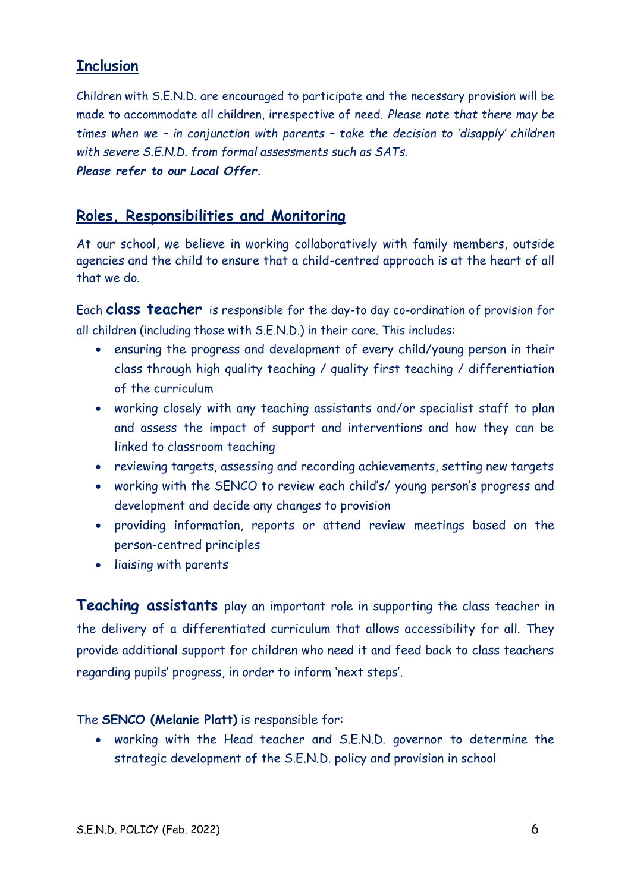## Inclusion

Children with S.E.N.D. are encouraged to participate and the necessary provision will be made to accommodate all children, irrespective of need. *Please note that there may be times when we – in conjunction with parents – take the decision to 'disapply' children with severe S.E.N.D. from formal assessments such as SATs.*

***Please refer to our Local Offer.***

## Roles, Responsibilities and Monitoring

At our school, we believe in working collaboratively with family members, outside agencies and the child to ensure that a child-centred approach is at the heart of all that we do.

Each **class teacher** is responsible for the day-to day co-ordination of provision for all children (including those with S.E.N.D.) in their care. This includes:

- ensuring the progress and development of every child/young person in their class through high quality teaching / quality first teaching / differentiation of the curriculum
- working closely with any teaching assistants and/or specialist staff to plan and assess the impact of support and interventions and how they can be linked to classroom teaching
- reviewing targets, assessing and recording achievements, setting new targets
- working with the SENCO to review each child's/ young person's progress and development and decide any changes to provision
- providing information, reports or attend review meetings based on the person-centred principles
- liaising with parents

**Teaching assistants** play an important role in supporting the class teacher in the delivery of a differentiated curriculum that allows accessibility for all. They provide additional support for children who need it and feed back to class teachers regarding pupils' progress, in order to inform 'next steps'.

The **SENCO (Melanie Platt)** is responsible for:

- working with the Head teacher and S.E.N.D. governor to determine the strategic development of the S.E.N.D. policy and provision in school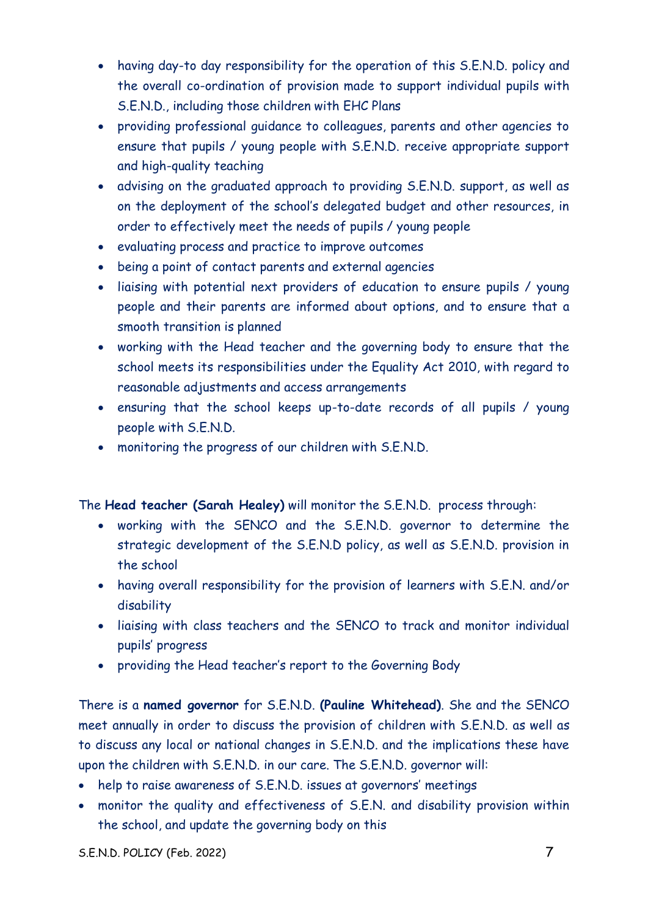- having day-to day responsibility for the operation of this S.E.N.D. policy and the overall co-ordination of provision made to support individual pupils with S.E.N.D., including those children with EHC Plans
- providing professional guidance to colleagues, parents and other agencies to ensure that pupils / young people with S.E.N.D. receive appropriate support and high-quality teaching
- advising on the graduated approach to providing S.E.N.D. support, as well as on the deployment of the school's delegated budget and other resources, in order to effectively meet the needs of pupils / young people
- evaluating process and practice to improve outcomes
- being a point of contact parents and external agencies
- liaising with potential next providers of education to ensure pupils / young people and their parents are informed about options, and to ensure that a smooth transition is planned
- working with the Head teacher and the governing body to ensure that the school meets its responsibilities under the Equality Act 2010, with regard to reasonable adjustments and access arrangements
- ensuring that the school keeps up-to-date records of all pupils / young people with S.E.N.D.
- monitoring the progress of our children with S.E.N.D.

The **Head teacher (Sarah Healey)** will monitor the S.E.N.D. process through:

- working with the SENCO and the S.E.N.D. governor to determine the strategic development of the S.E.N.D policy, as well as S.E.N.D. provision in the school
- having overall responsibility for the provision of learners with S.E.N. and/or disability
- liaising with class teachers and the SENCO to track and monitor individual pupils' progress
- providing the Head teacher's report to the Governing Body

There is a **named governor** for S.E.N.D. **(Pauline Whitehead)**. She and the SENCO meet annually in order to discuss the provision of children with S.E.N.D. as well as to discuss any local or national changes in S.E.N.D. and the implications these have upon the children with S.E.N.D. in our care. The S.E.N.D. governor will:

- help to raise awareness of S.E.N.D. issues at governors' meetings
- monitor the quality and effectiveness of S.E.N. and disability provision within the school, and update the governing body on this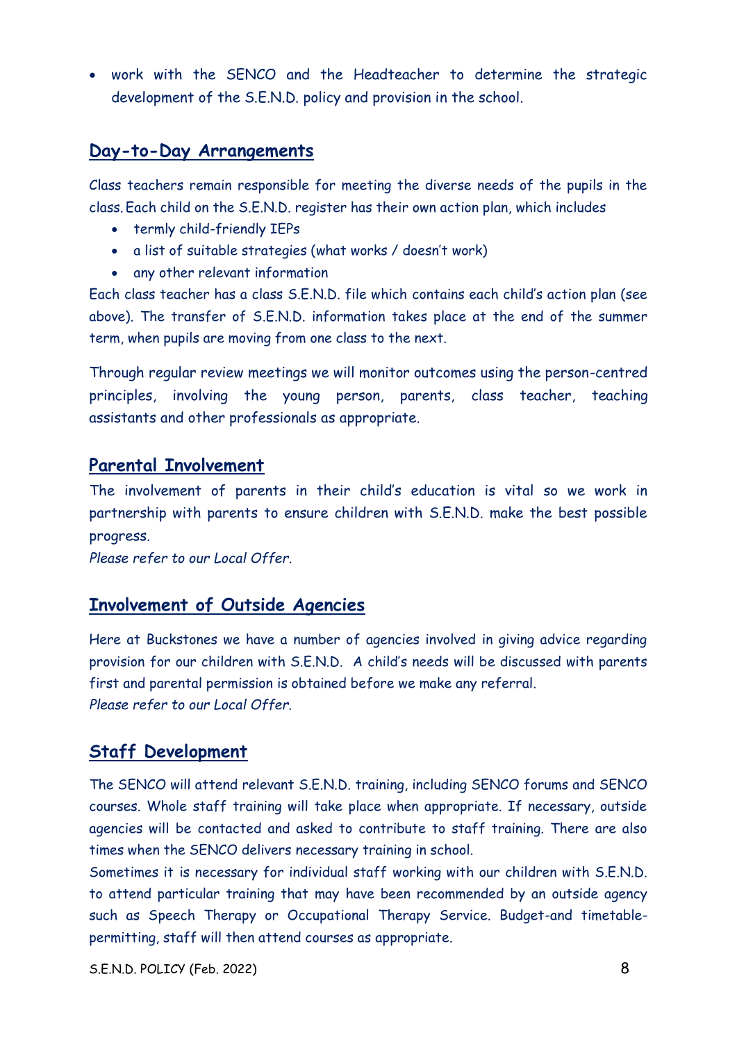- work with the SENCO and the Headteacher to determine the strategic development of the S.E.N.D. policy and provision in the school.

## Day-to-Day Arrangements

Class teachers remain responsible for meeting the diverse needs of the pupils in the class. Each child on the S.E.N.D. register has their own action plan, which includes

- termly child-friendly IEPs
- a list of suitable strategies (what works / doesn't work)
- any other relevant information

Each class teacher has a class S.E.N.D. file which contains each child's action plan (see above). The transfer of S.E.N.D. information takes place at the end of the summer term, when pupils are moving from one class to the next.

Through regular review meetings we will monitor outcomes using the person-centred principles, involving the young person, parents, class teacher, teaching assistants and other professionals as appropriate.

## Parental Involvement

The involvement of parents in their child's education is vital so we work in partnership with parents to ensure children with S.E.N.D. make the best possible progress.

*Please refer to our Local Offer.*

## Involvement of Outside Agencies

Here at Buckstones we have a number of agencies involved in giving advice regarding provision for our children with S.E.N.D. A child's needs will be discussed with parents first and parental permission is obtained before we make any referral.

*Please refer to our Local Offer.*

## Staff Development

The SENCO will attend relevant S.E.N.D. training, including SENCO forums and SENCO courses. Whole staff training will take place when appropriate. If necessary, outside agencies will be contacted and asked to contribute to staff training. There are also times when the SENCO delivers necessary training in school.

Sometimes it is necessary for individual staff working with our children with S.E.N.D. to attend particular training that may have been recommended by an outside agency such as Speech Therapy or Occupational Therapy Service. Budget-and timetable-permitting, staff will then attend courses as appropriate.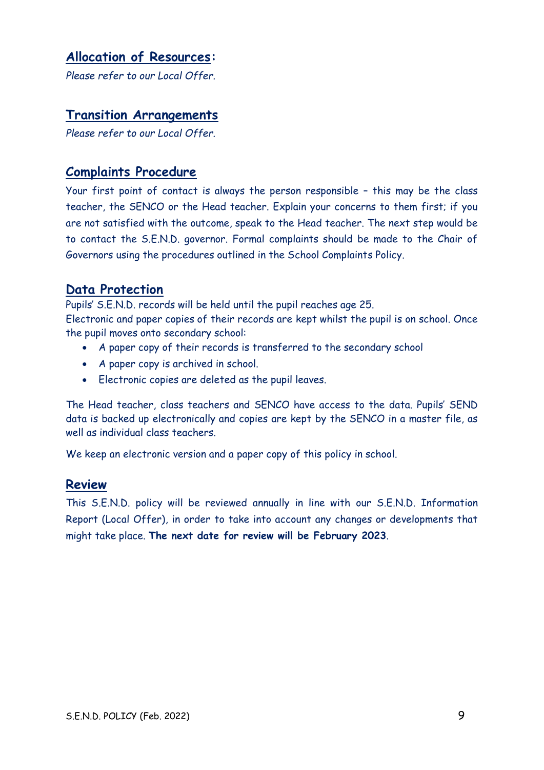## Allocation of Resources:

*Please refer to our Local Offer.*

## Transition Arrangements

*Please refer to our Local Offer.*

## Complaints Procedure

Your first point of contact is always the person responsible – this may be the class teacher, the SENCO or the Head teacher. Explain your concerns to them first; if you are not satisfied with the outcome, speak to the Head teacher. The next step would be to contact the S.E.N.D. governor. Formal complaints should be made to the Chair of Governors using the procedures outlined in the School Complaints Policy.

## Data Protection

Pupils' S.E.N.D. records will be held until the pupil reaches age 25.
Electronic and paper copies of their records are kept whilst the pupil is on school. Once the pupil moves onto secondary school:

- A paper copy of their records is transferred to the secondary school
- A paper copy is archived in school.
- Electronic copies are deleted as the pupil leaves.

The Head teacher, class teachers and SENCO have access to the data. Pupils' SEND data is backed up electronically and copies are kept by the SENCO in a master file, as well as individual class teachers.

We keep an electronic version and a paper copy of this policy in school.

## Review

This S.E.N.D. policy will be reviewed annually in line with our S.E.N.D. Information Report (Local Offer), in order to take into account any changes or developments that might take place. **The next date for review will be February 2023**.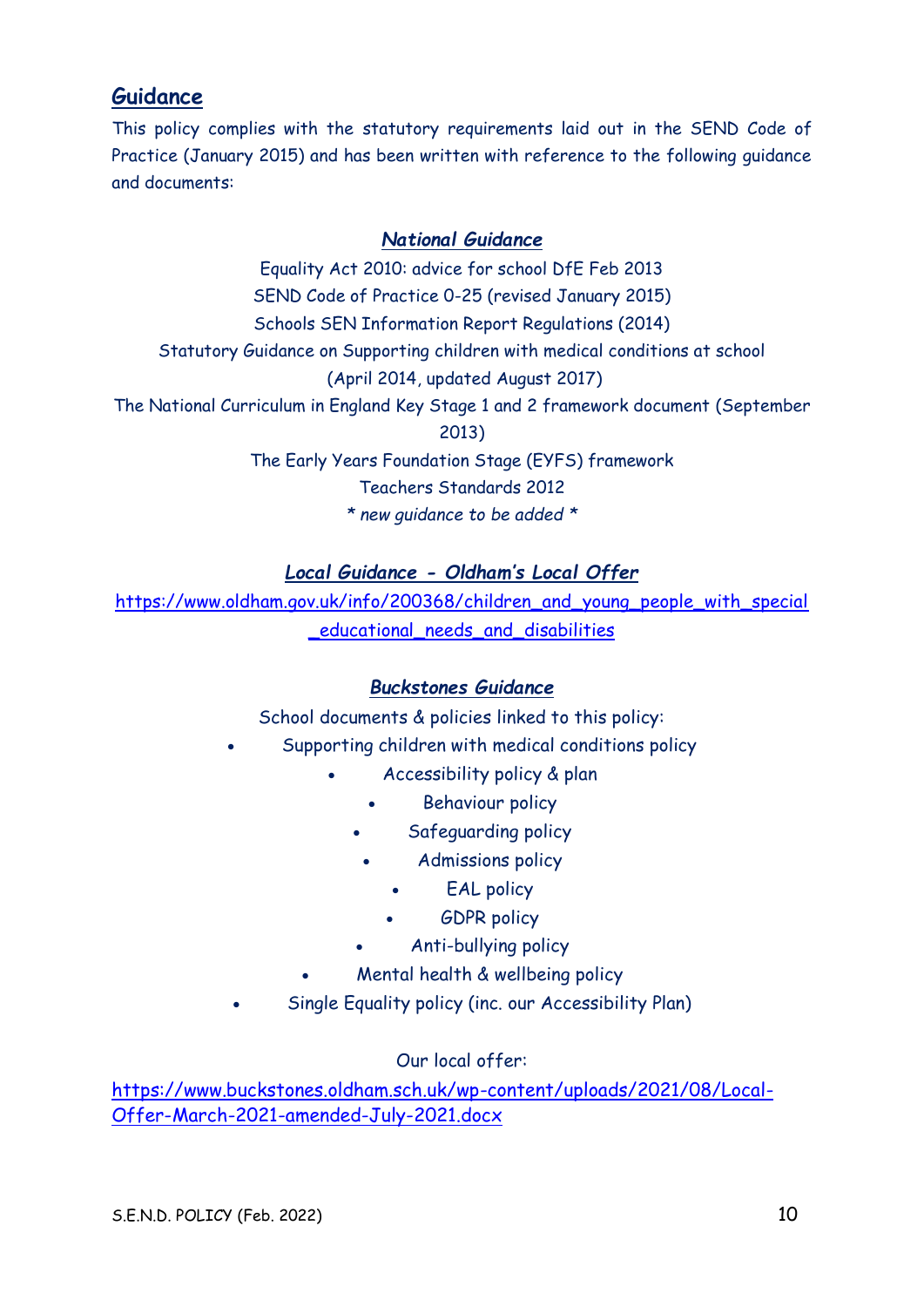## Guidance

This policy complies with the statutory requirements laid out in the SEND Code of Practice (January 2015) and has been written with reference to the following guidance and documents:

### *National Guidance*

Equality Act 2010: advice for school DfE Feb 2013
SEND Code of Practice 0-25 (revised January 2015)
Schools SEN Information Report Regulations (2014)
Statutory Guidance on Supporting children with medical conditions at school (April 2014, updated August 2017)
The National Curriculum in England Key Stage 1 and 2 framework document (September 2013)
The Early Years Foundation Stage (EYFS) framework
Teachers Standards 2012
*\* new guidance to be added \**

### *Local Guidance - Oldham's Local Offer*

https://www.oldham.gov.uk/info/200368/children_and_young_people_with_special_educational_needs_and_disabilities

### *Buckstones Guidance*

School documents & policies linked to this policy:

- Supporting children with medical conditions policy
- Accessibility policy & plan
- Behaviour policy
- Safeguarding policy
- Admissions policy
- EAL policy
- GDPR policy
- Anti-bullying policy
- Mental health & wellbeing policy
- Single Equality policy (inc. our Accessibility Plan)

Our local offer:

https://www.buckstones.oldham.sch.uk/wp-content/uploads/2021/08/Local-Offer-March-2021-amended-July-2021.docx